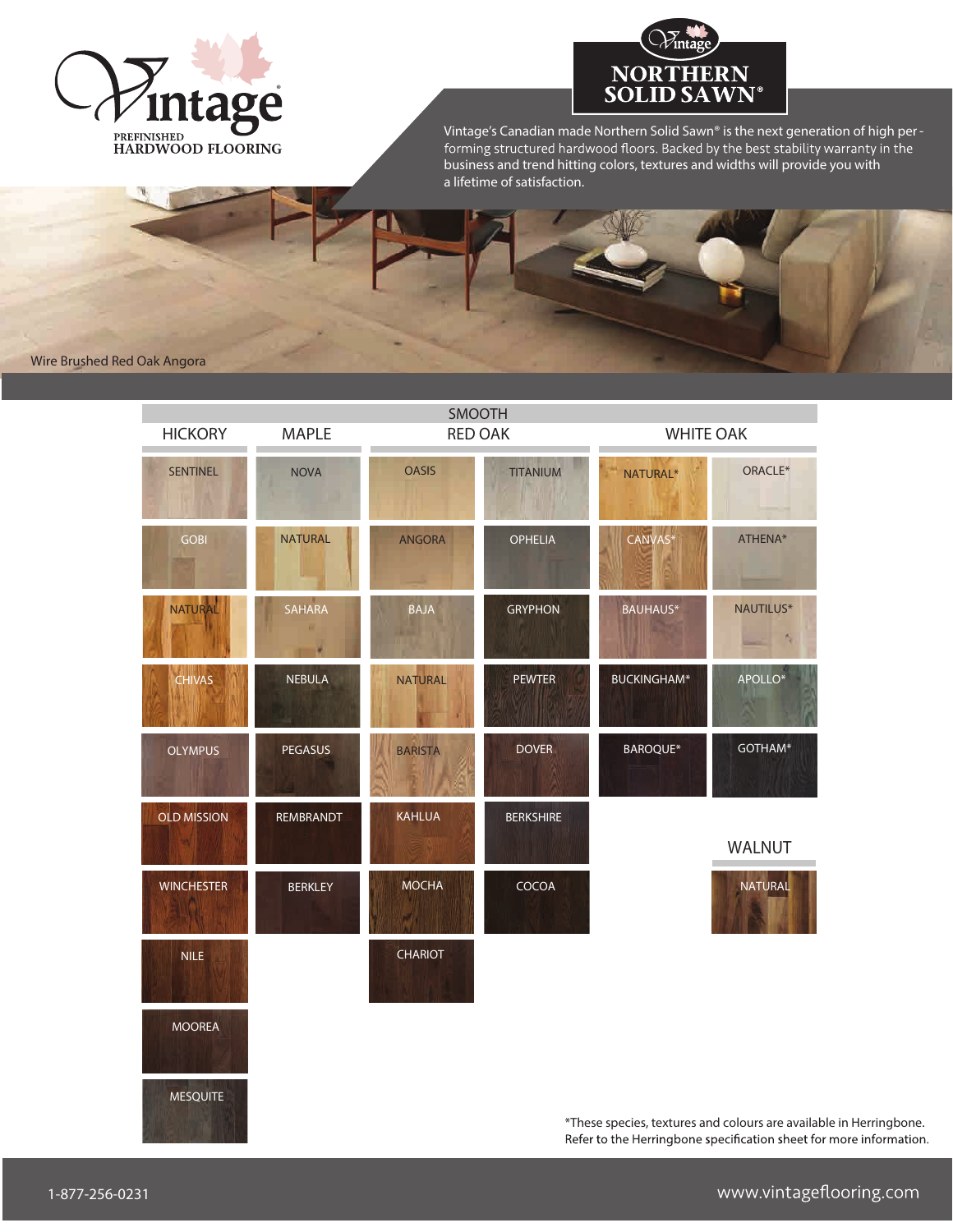# Vintage

PREFINISHED
HARDWOOD FLOORING

## Vintage NORTHERN SOLID SAWN®

Vintage's Canadian made Northern Solid Sawn® is the next generation of high performing structured hardwood floors. Backed by the best stability warranty in the business and trend hitting colors, textures and widths will provide you with a lifetime of satisfaction.

Wire Brushed Red Oak Angora

## SMOOTH

| HICKORY | MAPLE | RED OAK | RED OAK | WHITE OAK | WHITE OAK |
|---|---|---|---|---|---|
| SENTINEL | NOVA | OASIS | TITANIUM | NATURAL* | ORACLE* |
| GOBI | NATURAL | ANGORA | OPHELIA | CANVAS* | ATHENA* |
| NATURAL | SAHARA | BAJA | GRYPHON | BAUHAUS* | NAUTILUS* |
| CHIVAS | NEBULA | NATURAL | PEWTER | BUCKINGHAM* | APOLLO* |
| OLYMPUS | PEGASUS | BARISTA | DOVER | BAROQUE* | GOTHAM* |
| OLD MISSION | REMBRANDT | KAHLUA | BERKSHIRE | | |
| WINCHESTER | BERKLEY | MOCHA | COCOA | | |
| NILE | | CHARIOT | | | |
| MOOREA | | | | | |
| MESQUITE | | | | | |

| WALNUT |
|---|
| NATURAL |

*These species, textures and colours are available in Herringbone. Refer to the Herringbone specification sheet for more information.

1-877-256-0231 www.vintageflooring.com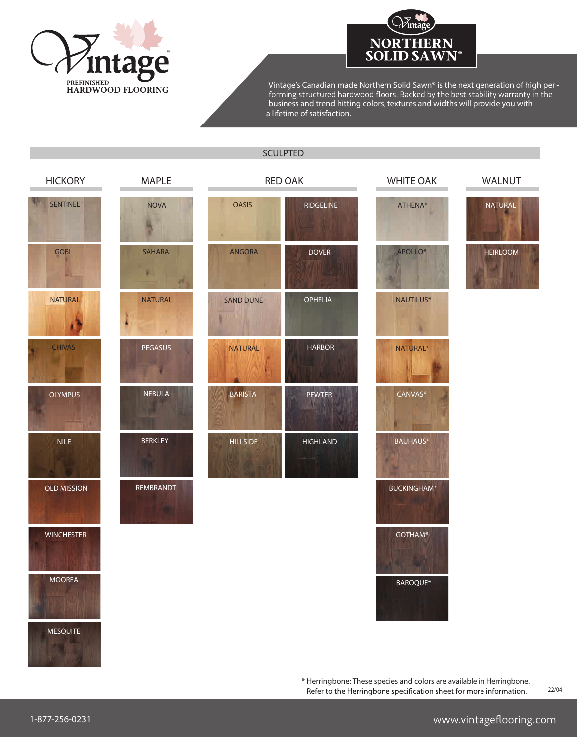# Vintage

PREFINISHED
HARDWOOD FLOORING

## Vintage NORTHERN SOLID SAWN®

Vintage's Canadian made Northern Solid Sawn® is the next generation of high performing structured hardwood floors. Backed by the best stability warranty in the business and trend hitting colors, textures and widths will provide you with a lifetime of satisfaction.

### SCULPTED

| HICKORY | MAPLE | RED OAK | | WHITE OAK | WALNUT |
|---|---|---|---|---|---|
| SENTINEL | NOVA | OASIS | RIDGELINE | ATHENA* | NATURAL |
| GOBI | SAHARA | ANGORA | DOVER | APOLLO* | HEIRLOOM |
| NATURAL | NATURAL | SAND DUNE | OPHELIA | NAUTILUS* | |
| CHIVAS | PEGASUS | NATURAL | HARBOR | NATURAL* | |
| OLYMPUS | NEBULA | BARISTA | PEWTER | CANVAS* | |
| NILE | BERKLEY | HILLSIDE | HIGHLAND | BAUHAUS* | |
| OLD MISSION | REMBRANDT | | | BUCKINGHAM* | |
| WINCHESTER | | | | GOTHAM* | |
| MOOREA | | | | BAROQUE* | |
| MESQUITE | | | | | |

* Herringbone: These species and colors are available in Herringbone. Refer to the Herringbone specification sheet for more information.

22/04

1-877-256-0231

www.vintageflooring.com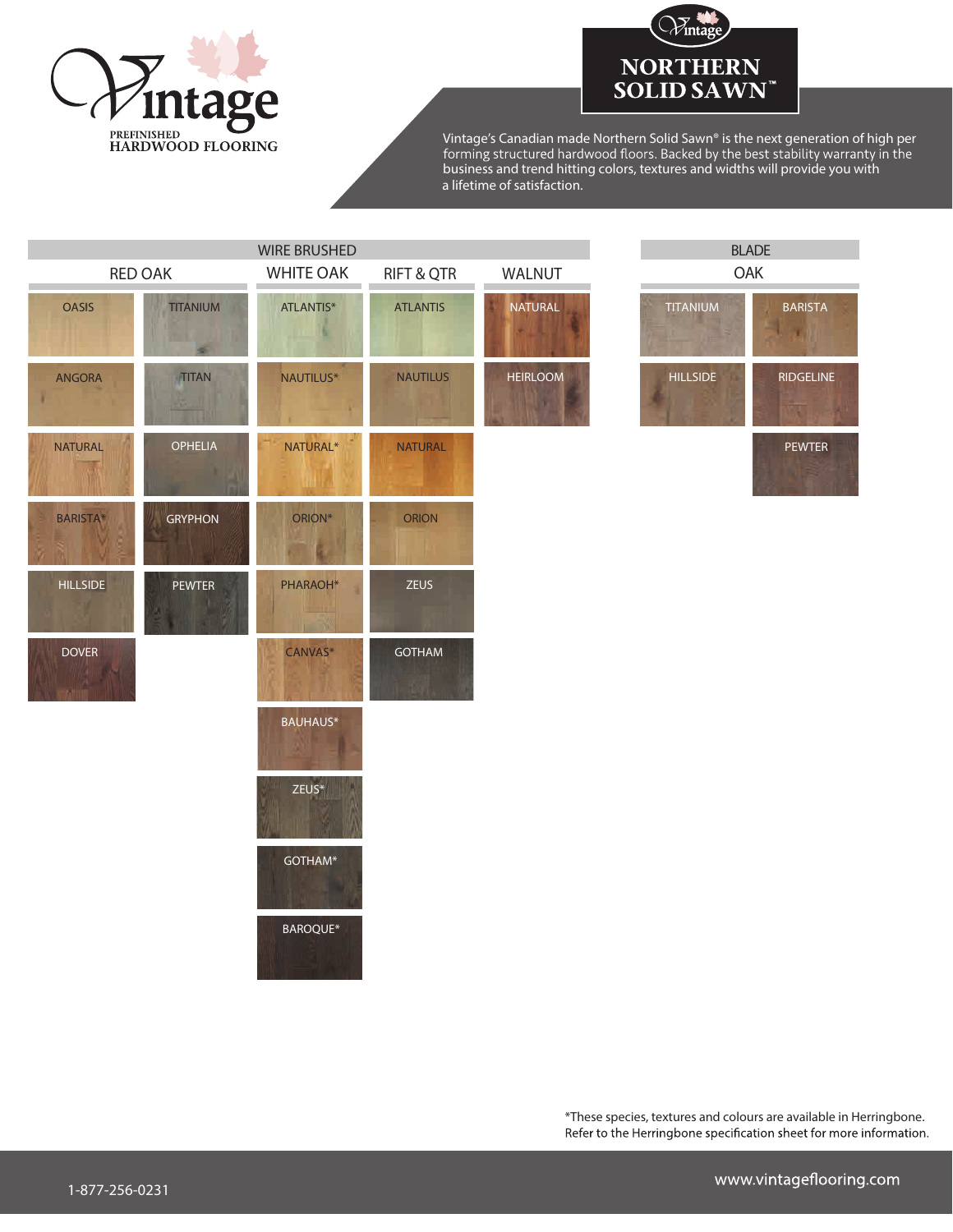# Vintage

PREFINISHED
HARDWOOD FLOORING

## NORTHERN SOLID SAWN™

Vintage's Canadian made Northern Solid Sawn® is the next generation of high per forming structured hardwood floors. Backed by the best stability warranty in the business and trend hitting colors, textures and widths will provide you with a lifetime of satisfaction.

| WIRE BRUSHED | | | | | |
|---|---|---|---|---|---|
| RED OAK | | WHITE OAK | RIFT & QTR | WALNUT | |
| OASIS | TITANIUM | ATLANTIS* | ATLANTIS | NATURAL | |
| ANGORA | TITAN | NAUTILUS* | NAUTILUS | HEIRLOOM | |
| NATURAL | OPHELIA | NATURAL* | NATURAL | | |
| BARISTA* | GRYPHON | ORION* | ORION | | |
| HILLSIDE | PEWTER | PHARAOH* | ZEUS | | |
| DOVER | | CANVAS* | GOTHAM | | |
| | | BAUHAUS* | | | |
| | | ZEUS* | | | |
| | | GOTHAM* | | | |
| | | BAROQUE* | | | |

| BLADE | |
|---|---|
| OAK | |
| TITANIUM | BARISTA |
| HILLSIDE | RIDGELINE |
| | PEWTER |

*These species, textures and colours are available in Herringbone. Refer to the Herringbone specification sheet for more information.

1-877-256-0231

www.vintageflooring.com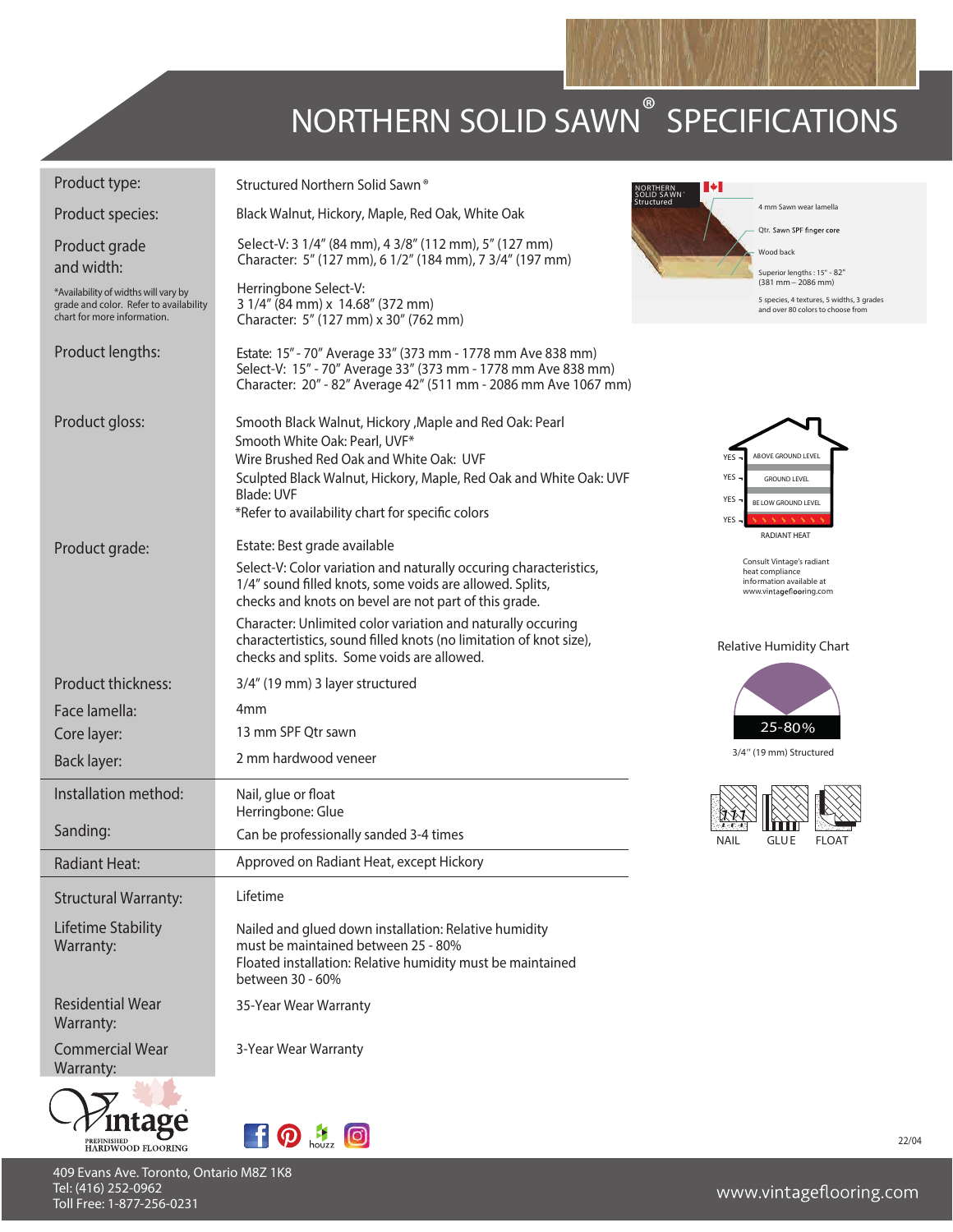# NORTHERN SOLID SAWN® SPECIFICATIONS

| | |
|---|---|
| Product type: | Structured Northern Solid Sawn® |
| Product species: | Black Walnut, Hickory, Maple, Red Oak, White Oak |
| Product grade and width:<br>*Availability of widths will vary by grade and color. Refer to availability chart for more information. | Select-V: 3 1/4" (84 mm), 4 3/8" (112 mm), 5" (127 mm)<br>Character: 5" (127 mm), 6 1/2" (184 mm), 7 3/4" (197 mm)<br>Herringbone Select-V:<br>3 1/4" (84 mm) x 14.68" (372 mm)<br>Character: 5" (127 mm) x 30" (762 mm) |
| Product lengths: | Estate: 15" - 70" Average 33" (373 mm - 1778 mm Ave 838 mm)<br>Select-V: 15" - 70" Average 33" (373 mm - 1778 mm Ave 838 mm)<br>Character: 20" - 82" Average 42" (511 mm - 2086 mm Ave 1067 mm) |
| Product gloss: | Smooth Black Walnut, Hickory ,Maple and Red Oak: Pearl<br>Smooth White Oak: Pearl, UVF*<br>Wire Brushed Red Oak and White Oak: UVF<br>Sculpted Black Walnut, Hickory, Maple, Red Oak and White Oak: UVF<br>Blade: UVF<br>*Refer to availability chart for specific colors |
| Product grade: | Estate: Best grade available<br>Select-V: Color variation and naturally occuring characteristics, 1/4" sound filled knots, some voids are allowed. Splits, checks and knots on bevel are not part of this grade.<br>Character: Unlimited color variation and naturally occuring charactertistics, sound filled knots (no limitation of knot size), checks and splits. Some voids are allowed. |
| Product thickness: | 3/4" (19 mm) 3 layer structured |
| Face lamella: | 4mm |
| Core layer: | 13 mm SPF Qtr sawn |
| Back layer: | 2 mm hardwood veneer |
| Installation method: | Nail, glue or float<br>Herringbone: Glue |
| Sanding: | Can be professionally sanded 3-4 times |
| Radiant Heat: | Approved on Radiant Heat, except Hickory |
| Structural Warranty: | Lifetime |
| Lifetime Stability Warranty: | Nailed and glued down installation: Relative humidity must be maintained between 25 - 80%<br>Floated installation: Relative humidity must be maintained between 30 - 60% |
| Residential Wear Warranty: | 35-Year Wear Warranty |
| Commercial Wear Warranty: | 3-Year Wear Warranty |

NORTHERN SOLID SAWN™ Structured

4 mm Sawn wear lamella

Qtr. Sawn SPF finger core

Wood back

Superior lengths : 15" - 82" (381 mm – 2086 mm)

5 species, 4 textures, 5 widths, 3 grades and over 80 colors to choose from

YES ABOVE GROUND LEVEL
YES GROUND LEVEL
YES BELOW GROUND LEVEL
YES RADIANT HEAT

Consult Vintage's radiant heat compliance information available at www.vintageflooring.com

Relative Humidity Chart

25-80%

3/4" (19 mm) Structured

NAIL GLUE FLOAT

Vintage PREFINISHED HARDWOOD FLOORING

22/04

409 Evans Ave. Toronto, Ontario M8Z 1K8
Tel: (416) 252-0962
Toll Free: 1-877-256-0231

www.vintageflooring.com